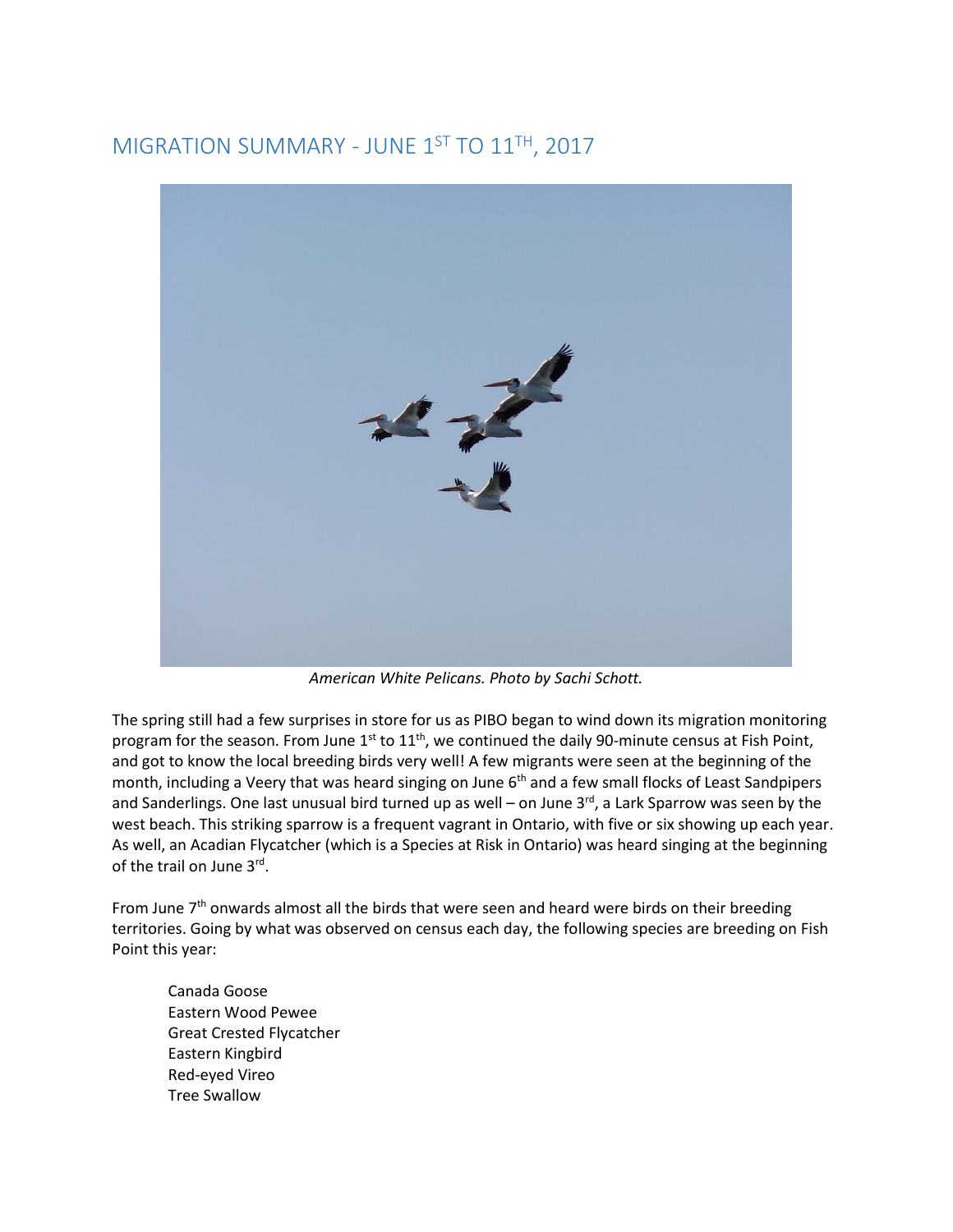## MIGRATION SUMMARY - JUNE 1ST TO 11TH, 2017

*American White Pelicans. Photo by Sachi Schott.*

The spring still had a few surprises in store for us as PIBO began to wind down its migration monitoring program for the season. From June 1st to 11th, we continued the daily 90-minute census at Fish Point, and got to know the local breeding birds very well! A few migrants were seen at the beginning of the month, including a Veery that was heard singing on June 6th and a few small flocks of Least Sandpipers and Sanderlings. One last unusual bird turned up as well – on June 3rd, a Lark Sparrow was seen by the west beach. This striking sparrow is a frequent vagrant in Ontario, with five or six showing up each year. As well, an Acadian Flycatcher (which is a Species at Risk in Ontario) was heard singing at the beginning of the trail on June 3rd.

From June 7th onwards almost all the birds that were seen and heard were birds on their breeding territories. Going by what was observed on census each day, the following species are breeding on Fish Point this year:

- Canada Goose
- Eastern Wood Pewee
- Great Crested Flycatcher
- Eastern Kingbird
- Red-eyed Vireo
- Tree Swallow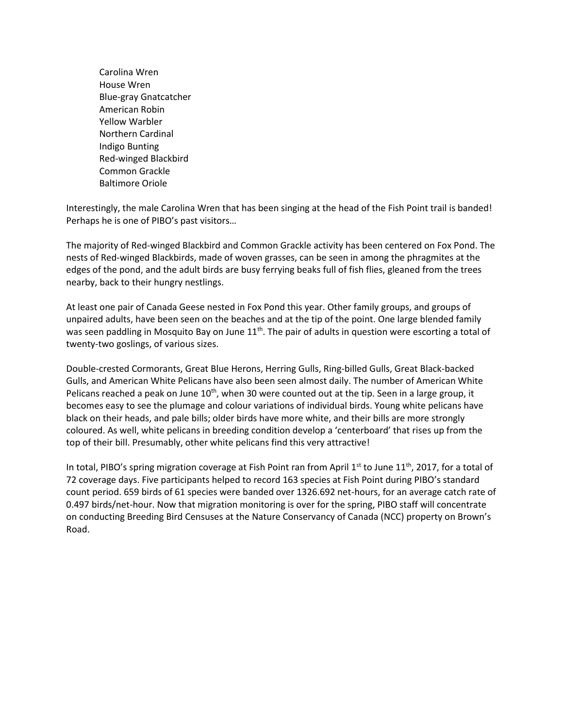Carolina Wren
House Wren
Blue-gray Gnatcatcher
American Robin
Yellow Warbler
Northern Cardinal
Indigo Bunting
Red-winged Blackbird
Common Grackle
Baltimore Oriole

Interestingly, the male Carolina Wren that has been singing at the head of the Fish Point trail is banded! Perhaps he is one of PIBO's past visitors…

The majority of Red-winged Blackbird and Common Grackle activity has been centered on Fox Pond. The nests of Red-winged Blackbirds, made of woven grasses, can be seen in among the phragmites at the edges of the pond, and the adult birds are busy ferrying beaks full of fish flies, gleaned from the trees nearby, back to their hungry nestlings.

At least one pair of Canada Geese nested in Fox Pond this year. Other family groups, and groups of unpaired adults, have been seen on the beaches and at the tip of the point. One large blended family was seen paddling in Mosquito Bay on June 11th. The pair of adults in question were escorting a total of twenty-two goslings, of various sizes.

Double-crested Cormorants, Great Blue Herons, Herring Gulls, Ring-billed Gulls, Great Black-backed Gulls, and American White Pelicans have also been seen almost daily. The number of American White Pelicans reached a peak on June 10th, when 30 were counted out at the tip. Seen in a large group, it becomes easy to see the plumage and colour variations of individual birds. Young white pelicans have black on their heads, and pale bills; older birds have more white, and their bills are more strongly coloured. As well, white pelicans in breeding condition develop a 'centerboard' that rises up from the top of their bill. Presumably, other white pelicans find this very attractive!

In total, PIBO's spring migration coverage at Fish Point ran from April 1st to June 11th, 2017, for a total of 72 coverage days. Five participants helped to record 163 species at Fish Point during PIBO's standard count period. 659 birds of 61 species were banded over 1326.692 net-hours, for an average catch rate of 0.497 birds/net-hour. Now that migration monitoring is over for the spring, PIBO staff will concentrate on conducting Breeding Bird Censuses at the Nature Conservancy of Canada (NCC) property on Brown's Road.